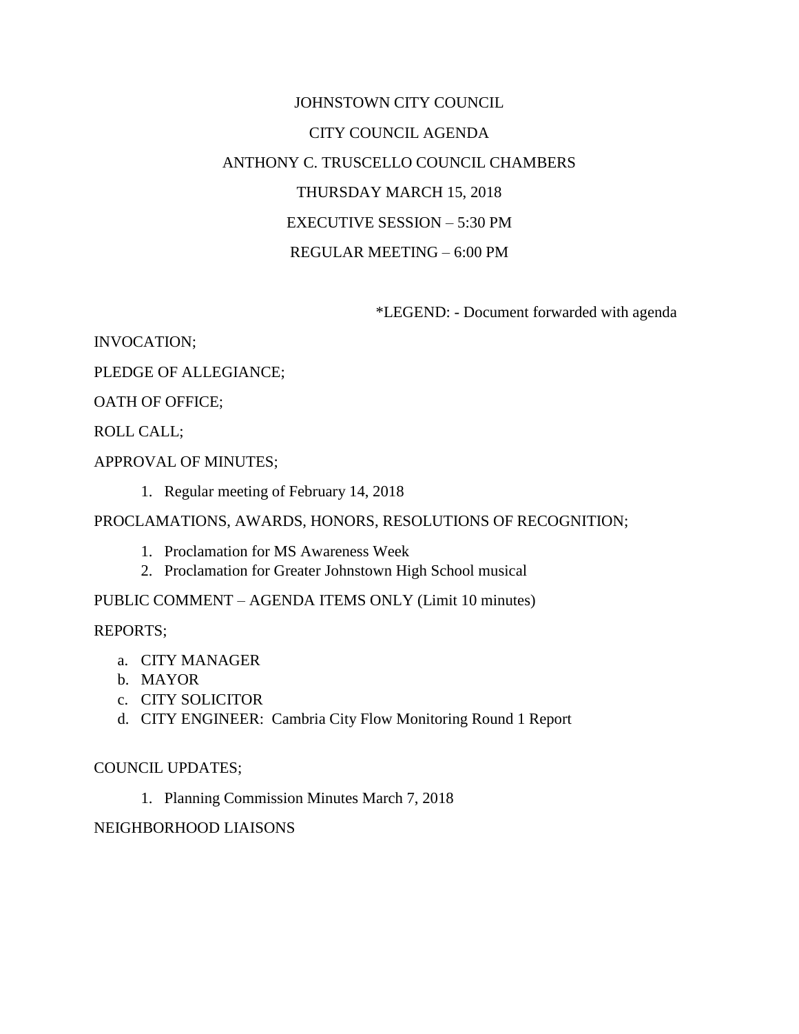# JOHNSTOWN CITY COUNCIL

## CITY COUNCIL AGENDA

## ANTHONY C. TRUSCELLO COUNCIL CHAMBERS

## THURSDAY MARCH 15, 2018

## EXECUTIVE SESSION – 5:30 PM

## REGULAR MEETING – 6:00 PM

*LEGEND: - Document forwarded with agenda

INVOCATION;

PLEDGE OF ALLEGIANCE;

OATH OF OFFICE;

ROLL CALL;

APPROVAL OF MINUTES;

1. Regular meeting of February 14, 2018

PROCLAMATIONS, AWARDS, HONORS, RESOLUTIONS OF RECOGNITION;

1. Proclamation for MS Awareness Week
2. Proclamation for Greater Johnstown High School musical

PUBLIC COMMENT – AGENDA ITEMS ONLY (Limit 10 minutes)

REPORTS;

a. CITY MANAGER
b. MAYOR
c. CITY SOLICITOR
d. CITY ENGINEER: Cambria City Flow Monitoring Round 1 Report

COUNCIL UPDATES;

1. Planning Commission Minutes March 7, 2018

NEIGHBORHOOD LIAISONS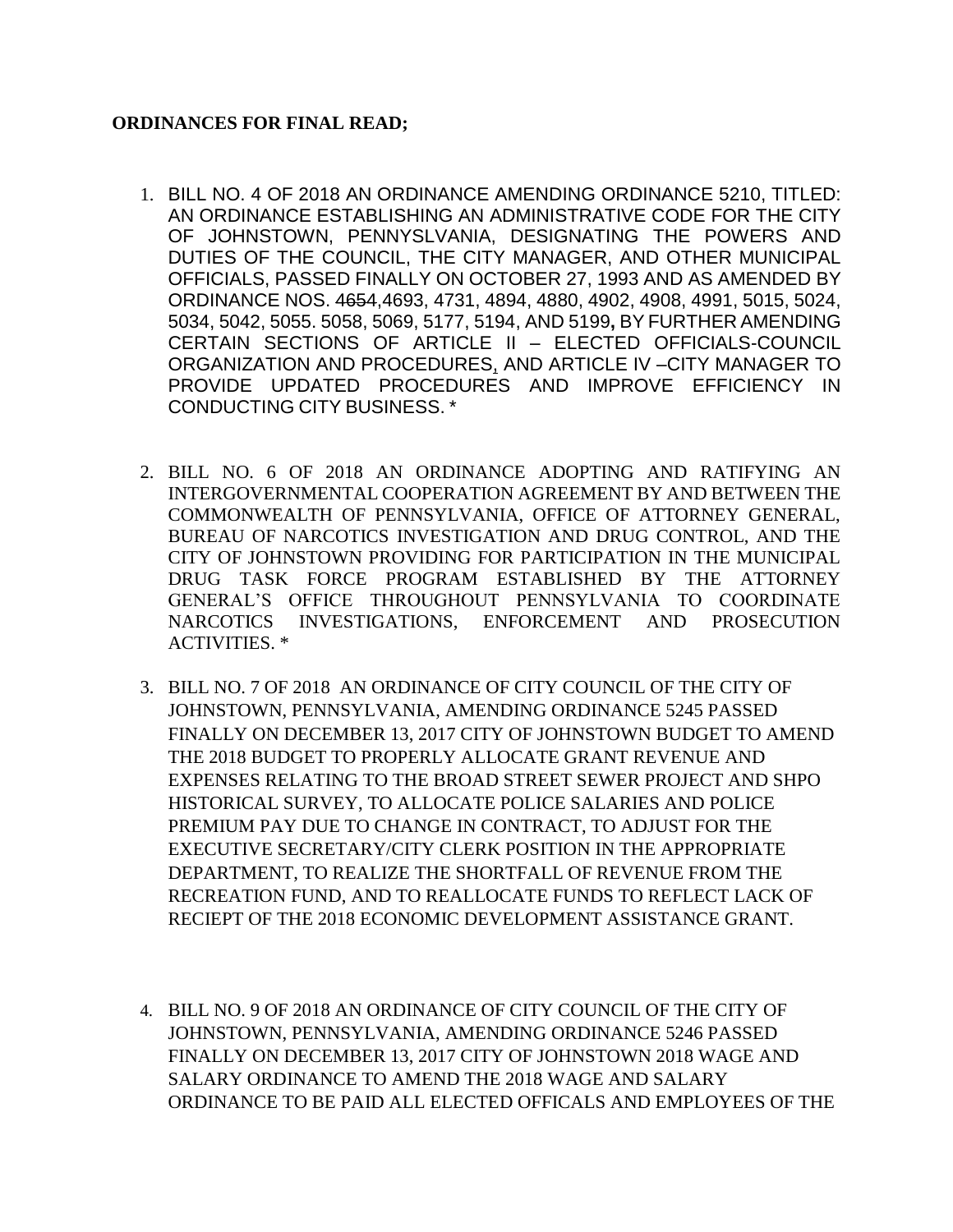**ORDINANCES FOR FINAL READ;**

1. BILL NO. 4 OF 2018 AN ORDINANCE AMENDING ORDINANCE 5210, TITLED: AN ORDINANCE ESTABLISHING AN ADMINISTRATIVE CODE FOR THE CITY OF JOHNSTOWN, PENNYSLVANIA, DESIGNATING THE POWERS AND DUTIES OF THE COUNCIL, THE CITY MANAGER, AND OTHER MUNICIPAL OFFICIALS, PASSED FINALLY ON OCTOBER 27, 1993 AND AS AMENDED BY ORDINANCE NOS. ~~4654~~,4693, 4731, 4894, 4880, 4902, 4908, 4991, 5015, 5024, 5034, 5042, 5055. 5058, 5069, 5177, 5194, AND 5199**,** BY FURTHER AMENDING CERTAIN SECTIONS OF ARTICLE II – ELECTED OFFICIALS-COUNCIL ORGANIZATION AND PROCEDURES, AND ARTICLE IV –CITY MANAGER TO PROVIDE UPDATED PROCEDURES AND IMPROVE EFFICIENCY IN CONDUCTING CITY BUSINESS. *

2. BILL NO. 6 OF 2018 AN ORDINANCE ADOPTING AND RATIFYING AN INTERGOVERNMENTAL COOPERATION AGREEMENT BY AND BETWEEN THE COMMONWEALTH OF PENNSYLVANIA, OFFICE OF ATTORNEY GENERAL, BUREAU OF NARCOTICS INVESTIGATION AND DRUG CONTROL, AND THE CITY OF JOHNSTOWN PROVIDING FOR PARTICIPATION IN THE MUNICIPAL DRUG TASK FORCE PROGRAM ESTABLISHED BY THE ATTORNEY GENERAL'S OFFICE THROUGHOUT PENNSYLVANIA TO COORDINATE NARCOTICS INVESTIGATIONS, ENFORCEMENT AND PROSECUTION ACTIVITIES. *

3. BILL NO. 7 OF 2018 AN ORDINANCE OF CITY COUNCIL OF THE CITY OF JOHNSTOWN, PENNSYLVANIA, AMENDING ORDINANCE 5245 PASSED FINALLY ON DECEMBER 13, 2017 CITY OF JOHNSTOWN BUDGET TO AMEND THE 2018 BUDGET TO PROPERLY ALLOCATE GRANT REVENUE AND EXPENSES RELATING TO THE BROAD STREET SEWER PROJECT AND SHPO HISTORICAL SURVEY, TO ALLOCATE POLICE SALARIES AND POLICE PREMIUM PAY DUE TO CHANGE IN CONTRACT, TO ADJUST FOR THE EXECUTIVE SECRETARY/CITY CLERK POSITION IN THE APPROPRIATE DEPARTMENT, TO REALIZE THE SHORTFALL OF REVENUE FROM THE RECREATION FUND, AND TO REALLOCATE FUNDS TO REFLECT LACK OF RECIEPT OF THE 2018 ECONOMIC DEVELOPMENT ASSISTANCE GRANT.

4. BILL NO. 9 OF 2018 AN ORDINANCE OF CITY COUNCIL OF THE CITY OF JOHNSTOWN, PENNSYLVANIA, AMENDING ORDINANCE 5246 PASSED FINALLY ON DECEMBER 13, 2017 CITY OF JOHNSTOWN 2018 WAGE AND SALARY ORDINANCE TO AMEND THE 2018 WAGE AND SALARY ORDINANCE TO BE PAID ALL ELECTED OFFICALS AND EMPLOYEES OF THE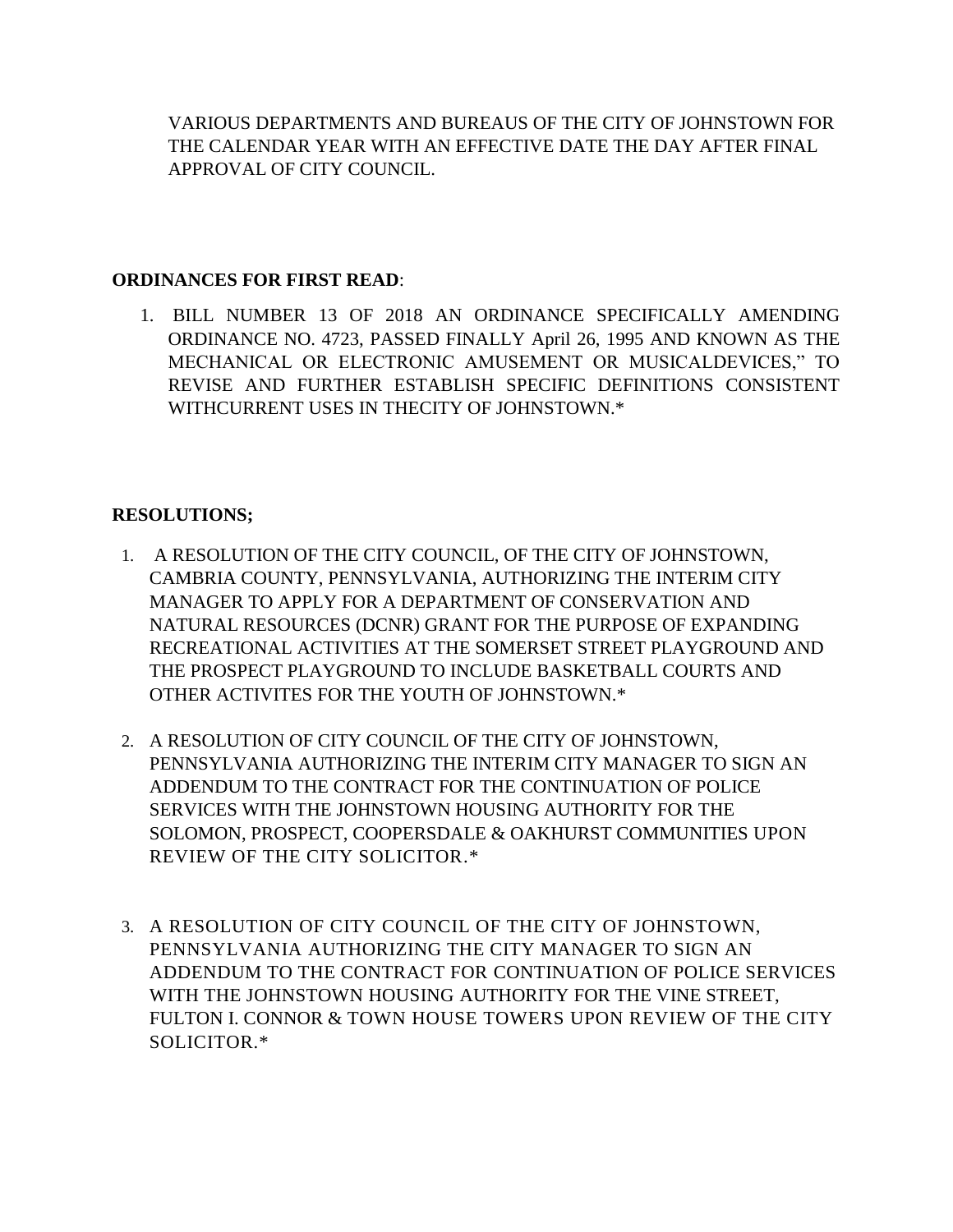VARIOUS DEPARTMENTS AND BUREAUS OF THE CITY OF JOHNSTOWN FOR THE CALENDAR YEAR WITH AN EFFECTIVE DATE THE DAY AFTER FINAL APPROVAL OF CITY COUNCIL.

**ORDINANCES FOR FIRST READ**:

1. BILL NUMBER 13 OF 2018 AN ORDINANCE SPECIFICALLY AMENDING ORDINANCE NO. 4723, PASSED FINALLY April 26, 1995 AND KNOWN AS THE MECHANICAL OR ELECTRONIC AMUSEMENT OR MUSICALDEVICES," TO REVISE AND FURTHER ESTABLISH SPECIFIC DEFINITIONS CONSISTENT WITHCURRENT USES IN THECITY OF JOHNSTOWN.*

**RESOLUTIONS;**

1. A RESOLUTION OF THE CITY COUNCIL, OF THE CITY OF JOHNSTOWN, CAMBRIA COUNTY, PENNSYLVANIA, AUTHORIZING THE INTERIM CITY MANAGER TO APPLY FOR A DEPARTMENT OF CONSERVATION AND NATURAL RESOURCES (DCNR) GRANT FOR THE PURPOSE OF EXPANDING RECREATIONAL ACTIVITIES AT THE SOMERSET STREET PLAYGROUND AND THE PROSPECT PLAYGROUND TO INCLUDE BASKETBALL COURTS AND OTHER ACTIVITES FOR THE YOUTH OF JOHNSTOWN.*

2. A RESOLUTION OF CITY COUNCIL OF THE CITY OF JOHNSTOWN, PENNSYLVANIA AUTHORIZING THE INTERIM CITY MANAGER TO SIGN AN ADDENDUM TO THE CONTRACT FOR THE CONTINUATION OF POLICE SERVICES WITH THE JOHNSTOWN HOUSING AUTHORITY FOR THE SOLOMON, PROSPECT, COOPERSDALE & OAKHURST COMMUNITIES UPON REVIEW OF THE CITY SOLICITOR.*

3. A RESOLUTION OF CITY COUNCIL OF THE CITY OF JOHNSTOWN, PENNSYLVANIA AUTHORIZING THE CITY MANAGER TO SIGN AN ADDENDUM TO THE CONTRACT FOR CONTINUATION OF POLICE SERVICES WITH THE JOHNSTOWN HOUSING AUTHORITY FOR THE VINE STREET, FULTON I. CONNOR & TOWN HOUSE TOWERS UPON REVIEW OF THE CITY SOLICITOR.*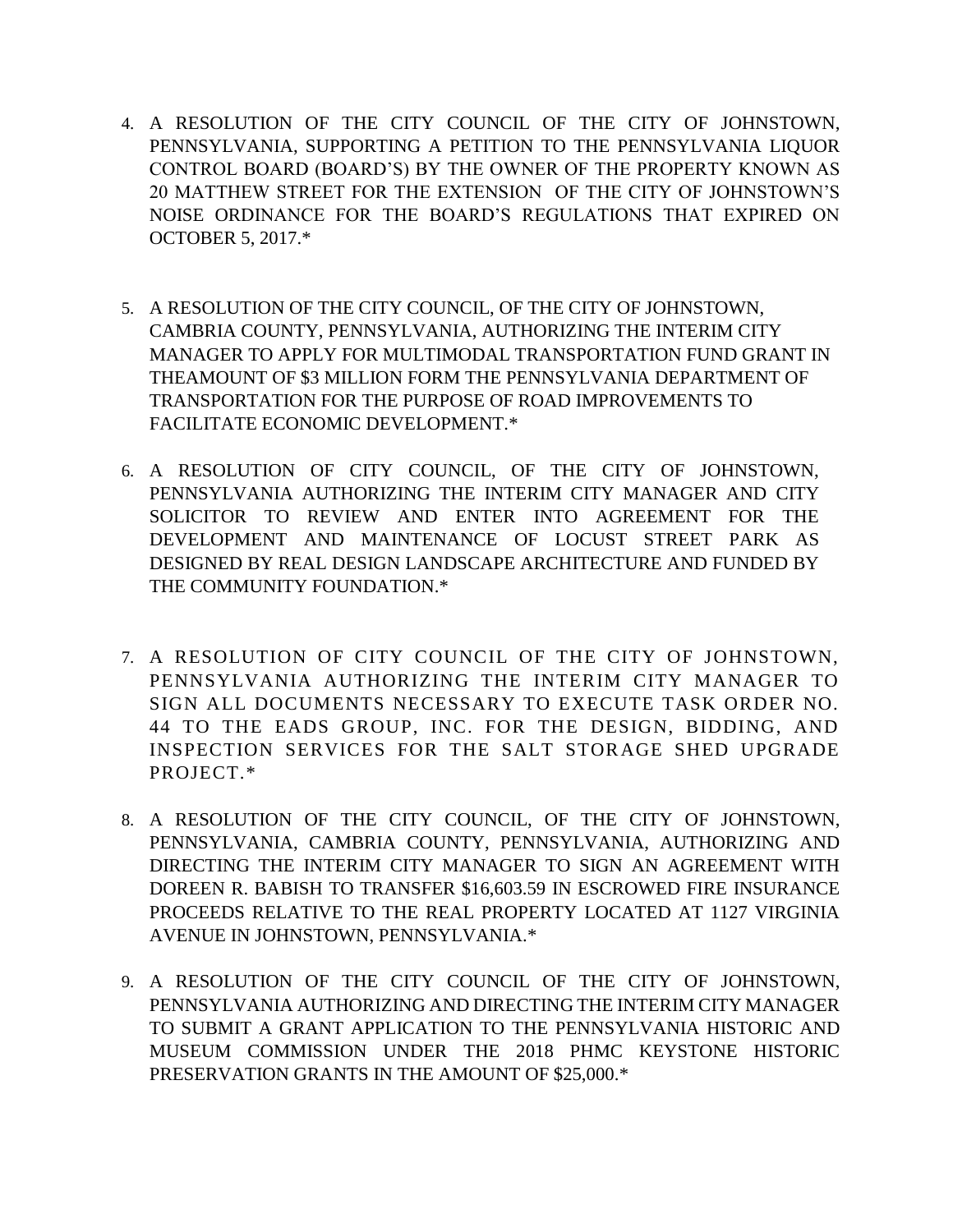4. A RESOLUTION OF THE CITY COUNCIL OF THE CITY OF JOHNSTOWN, PENNSYLVANIA, SUPPORTING A PETITION TO THE PENNSYLVANIA LIQUOR CONTROL BOARD (BOARD'S) BY THE OWNER OF THE PROPERTY KNOWN AS 20 MATTHEW STREET FOR THE EXTENSION OF THE CITY OF JOHNSTOWN'S NOISE ORDINANCE FOR THE BOARD'S REGULATIONS THAT EXPIRED ON OCTOBER 5, 2017.*

5. A RESOLUTION OF THE CITY COUNCIL, OF THE CITY OF JOHNSTOWN, CAMBRIA COUNTY, PENNSYLVANIA, AUTHORIZING THE INTERIM CITY MANAGER TO APPLY FOR MULTIMODAL TRANSPORTATION FUND GRANT IN THEAMOUNT OF $3 MILLION FORM THE PENNSYLVANIA DEPARTMENT OF TRANSPORTATION FOR THE PURPOSE OF ROAD IMPROVEMENTS TO FACILITATE ECONOMIC DEVELOPMENT.*

6. A RESOLUTION OF CITY COUNCIL, OF THE CITY OF JOHNSTOWN, PENNSYLVANIA AUTHORIZING THE INTERIM CITY MANAGER AND CITY SOLICITOR TO REVIEW AND ENTER INTO AGREEMENT FOR THE DEVELOPMENT AND MAINTENANCE OF LOCUST STREET PARK AS DESIGNED BY REAL DESIGN LANDSCAPE ARCHITECTURE AND FUNDED BY THE COMMUNITY FOUNDATION.*

7. A RESOLUTION OF CITY COUNCIL OF THE CITY OF JOHNSTOWN, PENNSYLVANIA AUTHORIZING THE INTERIM CITY MANAGER TO SIGN ALL DOCUMENTS NECESSARY TO EXECUTE TASK ORDER NO. 44 TO THE EADS GROUP, INC. FOR THE DESIGN, BIDDING, AND INSPECTION SERVICES FOR THE SALT STORAGE SHED UPGRADE PROJECT.*

8. A RESOLUTION OF THE CITY COUNCIL, OF THE CITY OF JOHNSTOWN, PENNSYLVANIA, CAMBRIA COUNTY, PENNSYLVANIA, AUTHORIZING AND DIRECTING THE INTERIM CITY MANAGER TO SIGN AN AGREEMENT WITH DOREEN R. BABISH TO TRANSFER $16,603.59 IN ESCROWED FIRE INSURANCE PROCEEDS RELATIVE TO THE REAL PROPERTY LOCATED AT 1127 VIRGINIA AVENUE IN JOHNSTOWN, PENNSYLVANIA.*

9. A RESOLUTION OF THE CITY COUNCIL OF THE CITY OF JOHNSTOWN, PENNSYLVANIA AUTHORIZING AND DIRECTING THE INTERIM CITY MANAGER TO SUBMIT A GRANT APPLICATION TO THE PENNSYLVANIA HISTORIC AND MUSEUM COMMISSION UNDER THE 2018 PHMC KEYSTONE HISTORIC PRESERVATION GRANTS IN THE AMOUNT OF $25,000.*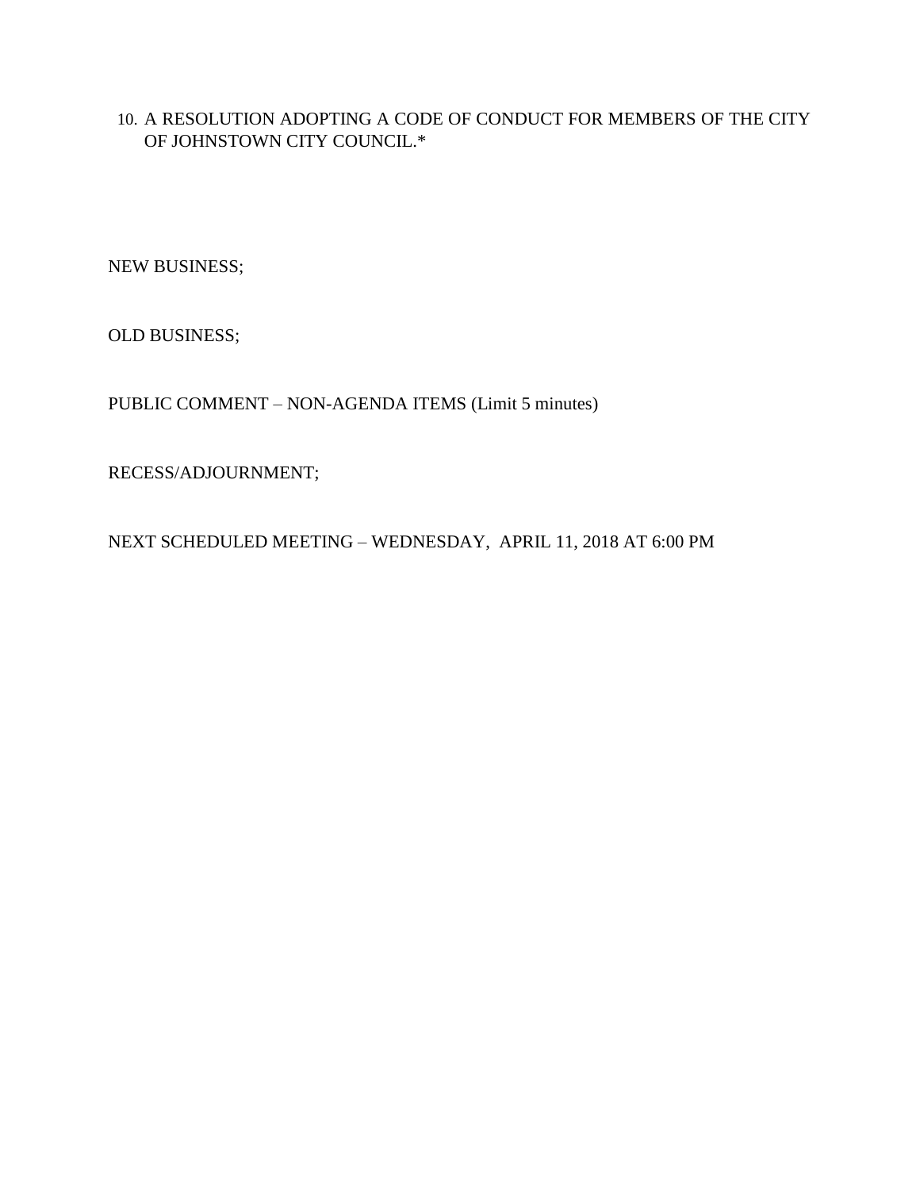10. A RESOLUTION ADOPTING A CODE OF CONDUCT FOR MEMBERS OF THE CITY OF JOHNSTOWN CITY COUNCIL.*

NEW BUSINESS;

OLD BUSINESS;

PUBLIC COMMENT – NON-AGENDA ITEMS (Limit 5 minutes)

RECESS/ADJOURNMENT;

NEXT SCHEDULED MEETING – WEDNESDAY, APRIL 11, 2018 AT 6:00 PM